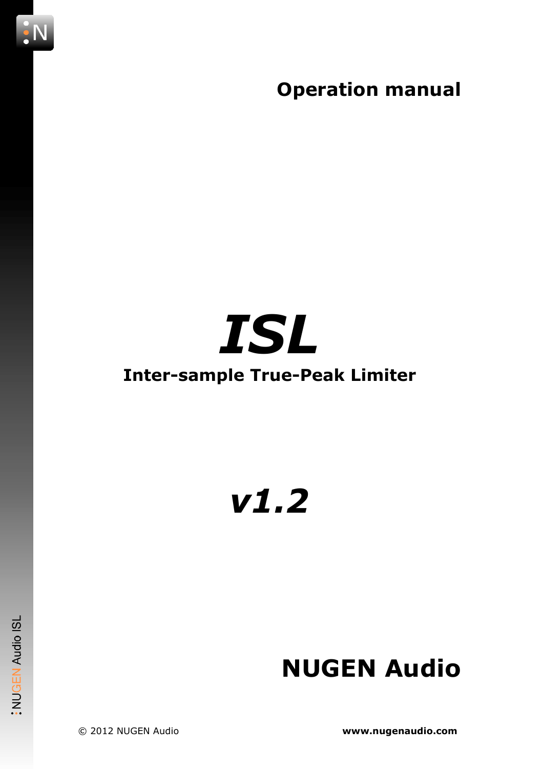**Operation manual**

# *ISL*

## Inter-sample True-Peak Limiter

# *v1.2*

## NUGEN Audio

© 2012 NUGEN Audio

**www.nugenaudio.com**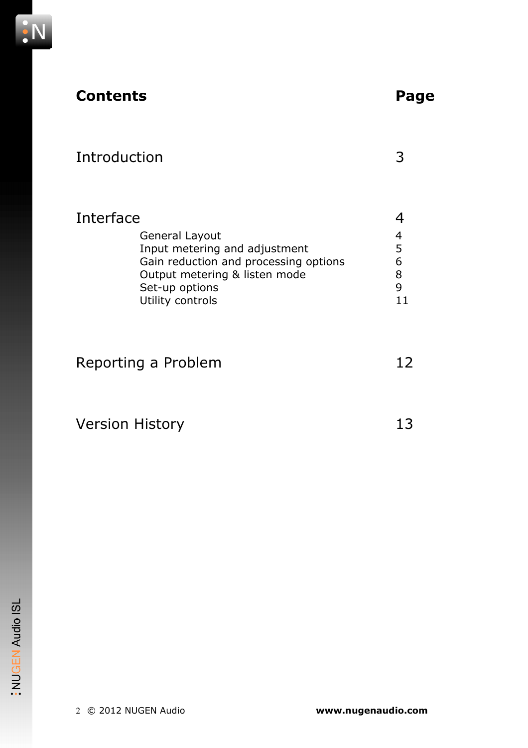# Contents

| Contents | Page |
|---|---|
| **Introduction** | **3** |
| **Interface** | **4** |
| General Layout | 4 |
| Input metering and adjustment | 5 |
| Gain reduction and processing options | 6 |
| Output metering & listen mode | 8 |
| Set-up options | 9 |
| Utility controls | 11 |
| **Reporting a Problem** | **12** |
| **Version History** | **13** |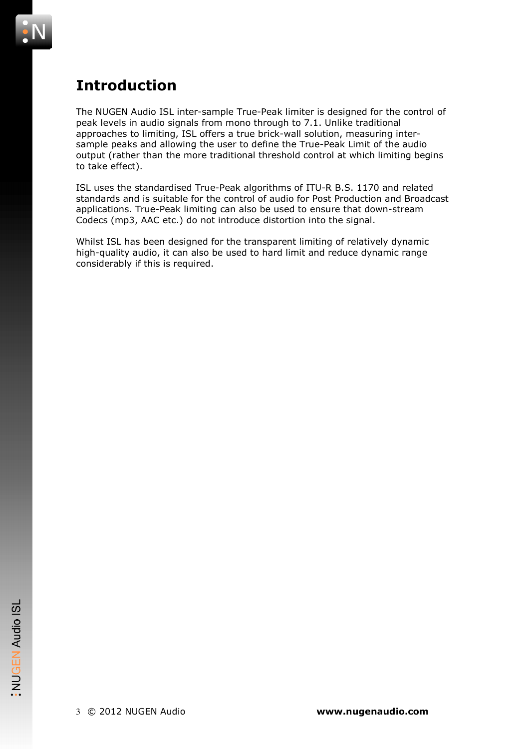# Introduction

The NUGEN Audio ISL inter-sample True-Peak limiter is designed for the control of peak levels in audio signals from mono through to 7.1. Unlike traditional approaches to limiting, ISL offers a true brick-wall solution, measuring inter-sample peaks and allowing the user to define the True-Peak Limit of the audio output (rather than the more traditional threshold control at which limiting begins to take effect).

ISL uses the standardised True-Peak algorithms of ITU-R B.S. 1170 and related standards and is suitable for the control of audio for Post Production and Broadcast applications. True-Peak limiting can also be used to ensure that down-stream Codecs (mp3, AAC etc.) do not introduce distortion into the signal.

Whilst ISL has been designed for the transparent limiting of relatively dynamic high-quality audio, it can also be used to hard limit and reduce dynamic range considerably if this is required.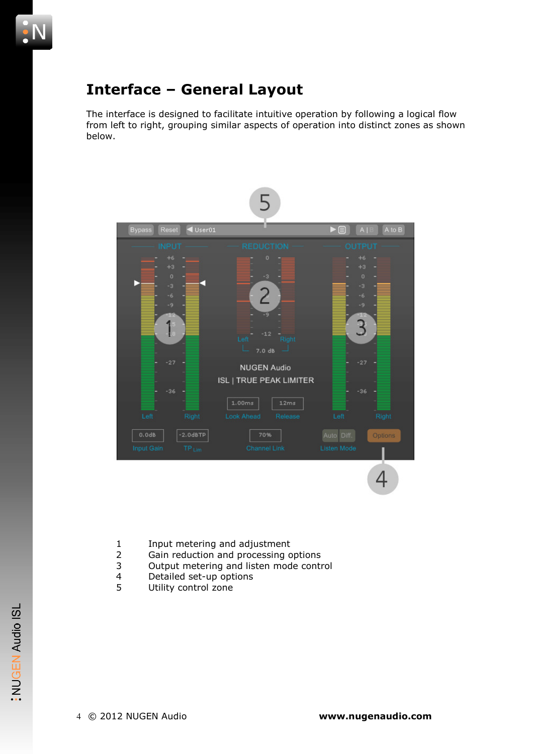# Interface – General Layout

The interface is designed to facilitate intuitive operation by following a logical flow from left to right, grouping similar aspects of operation into distinct zones as shown below.

1 Input metering and adjustment
2 Gain reduction and processing options
3 Output metering and listen mode control
4 Detailed set-up options
5 Utility control zone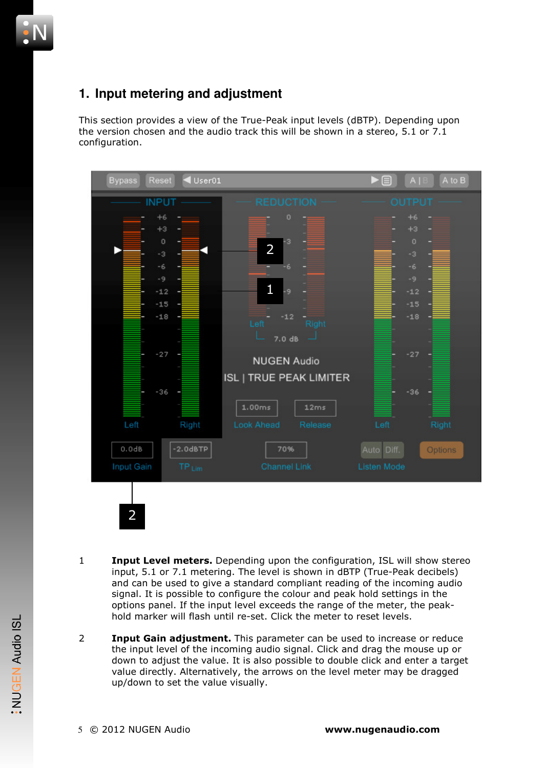## 1. Input metering and adjustment

This section provides a view of the True-Peak input levels (dBTP). Depending upon the version chosen and the audio track this will be shown in a stereo, 5.1 or 7.1 configuration.

1 **Input Level meters.** Depending upon the configuration, ISL will show stereo input, 5.1 or 7.1 metering. The level is shown in dBTP (True-Peak decibels) and can be used to give a standard compliant reading of the incoming audio signal. It is possible to configure the colour and peak hold settings in the options panel. If the input level exceeds the range of the meter, the peak-hold marker will flash until re-set. Click the meter to reset levels.

2 **Input Gain adjustment.** This parameter can be used to increase or reduce the input level of the incoming audio signal. Click and drag the mouse up or down to adjust the value. It is also possible to double click and enter a target value directly. Alternatively, the arrows on the level meter may be dragged up/down to set the value visually.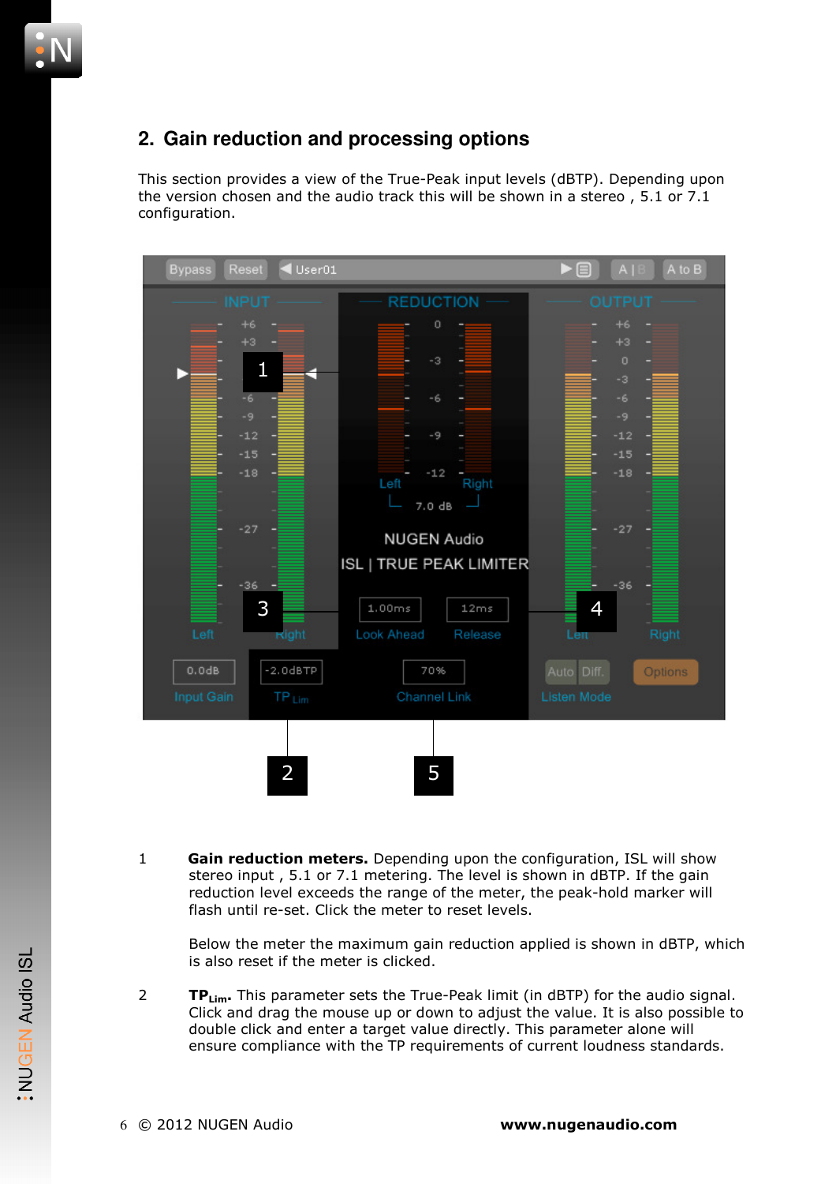## 2. Gain reduction and processing options

This section provides a view of the True-Peak input levels (dBTP). Depending upon the version chosen and the audio track this will be shown in a stereo , 5.1 or 7.1 configuration.

1 **Gain reduction meters.** Depending upon the configuration, ISL will show stereo input , 5.1 or 7.1 metering. The level is shown in dBTP. If the gain reduction level exceeds the range of the meter, the peak-hold marker will flash until re-set. Click the meter to reset levels.

Below the meter the maximum gain reduction applied is shown in dBTP, which is also reset if the meter is clicked.

2 **$TP_{Lim}$.** This parameter sets the True-Peak limit (in dBTP) for the audio signal. Click and drag the mouse up or down to adjust the value. It is also possible to double click and enter a target value directly. This parameter alone will ensure compliance with the TP requirements of current loudness standards.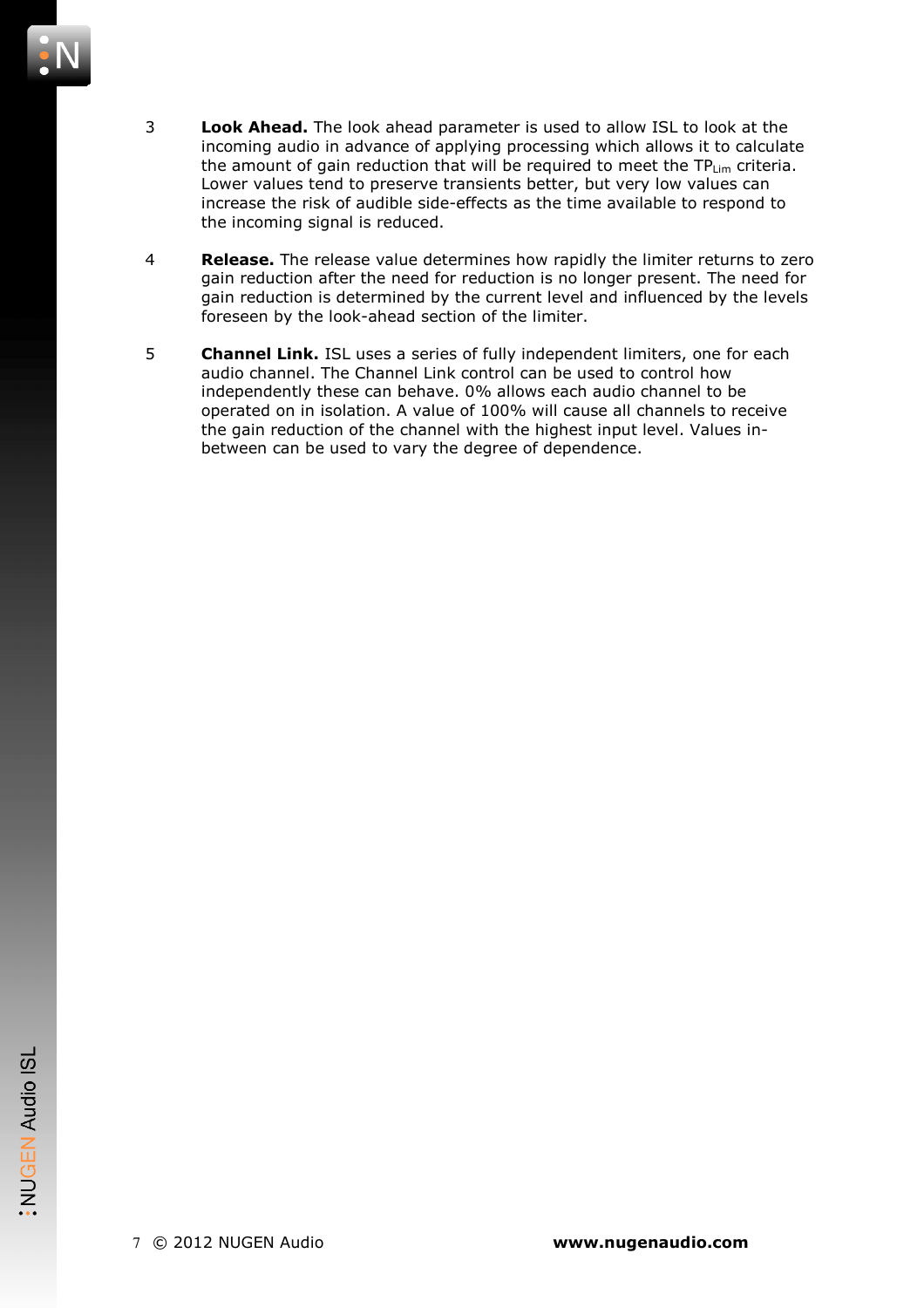3. **Look Ahead.** The look ahead parameter is used to allow ISL to look at the incoming audio in advance of applying processing which allows it to calculate the amount of gain reduction that will be required to meet the $TP_{Lim}$ criteria. Lower values tend to preserve transients better, but very low values can increase the risk of audible side-effects as the time available to respond to the incoming signal is reduced.

4. **Release.** The release value determines how rapidly the limiter returns to zero gain reduction after the need for reduction is no longer present. The need for gain reduction is determined by the current level and influenced by the levels foreseen by the look-ahead section of the limiter.

5. **Channel Link.** ISL uses a series of fully independent limiters, one for each audio channel. The Channel Link control can be used to control how independently these can behave. 0% allows each audio channel to be operated on in isolation. A value of 100% will cause all channels to receive the gain reduction of the channel with the highest input level. Values in-between can be used to vary the degree of dependence.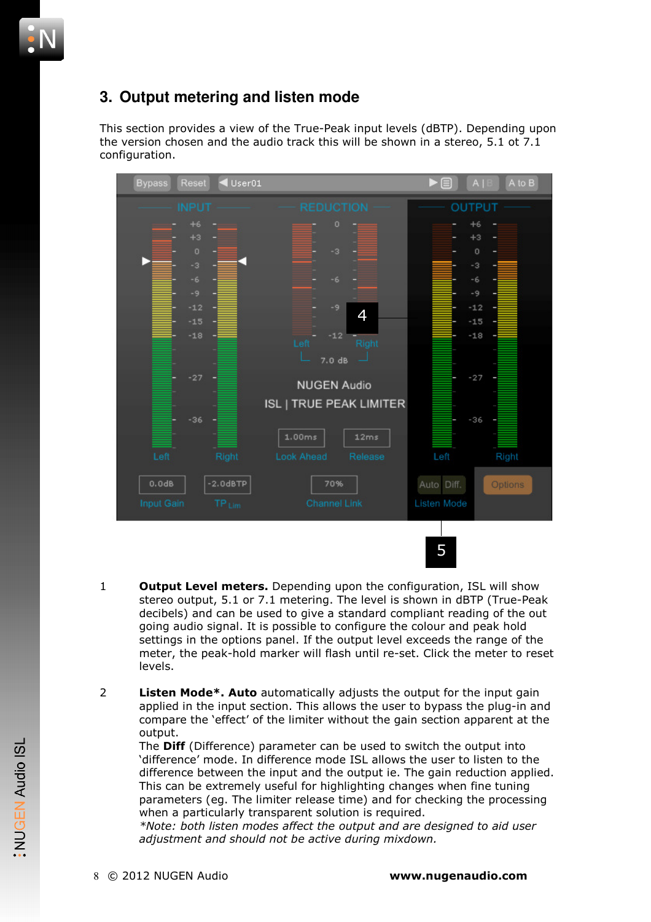## 3. Output metering and listen mode

This section provides a view of the True-Peak input levels (dBTP). Depending upon the version chosen and the audio track this will be shown in a stereo, 5.1 ot 7.1 configuration.

1 **Output Level meters.** Depending upon the configuration, ISL will show stereo output, 5.1 or 7.1 metering. The level is shown in dBTP (True-Peak decibels) and can be used to give a standard compliant reading of the out going audio signal. It is possible to configure the colour and peak hold settings in the options panel. If the output level exceeds the range of the meter, the peak-hold marker will flash until re-set. Click the meter to reset levels.

2 **Listen Mode\*. Auto** automatically adjusts the output for the input gain applied in the input section. This allows the user to bypass the plug-in and compare the 'effect' of the limiter without the gain section apparent at the output.
The **Diff** (Difference) parameter can be used to switch the output into 'difference' mode. In difference mode ISL allows the user to listen to the difference between the input and the output ie. The gain reduction applied. This can be extremely useful for highlighting changes when fine tuning parameters (eg. The limiter release time) and for checking the processing when a particularly transparent solution is required.
*\*Note: both listen modes affect the output and are designed to aid user adjustment and should not be active during mixdown.*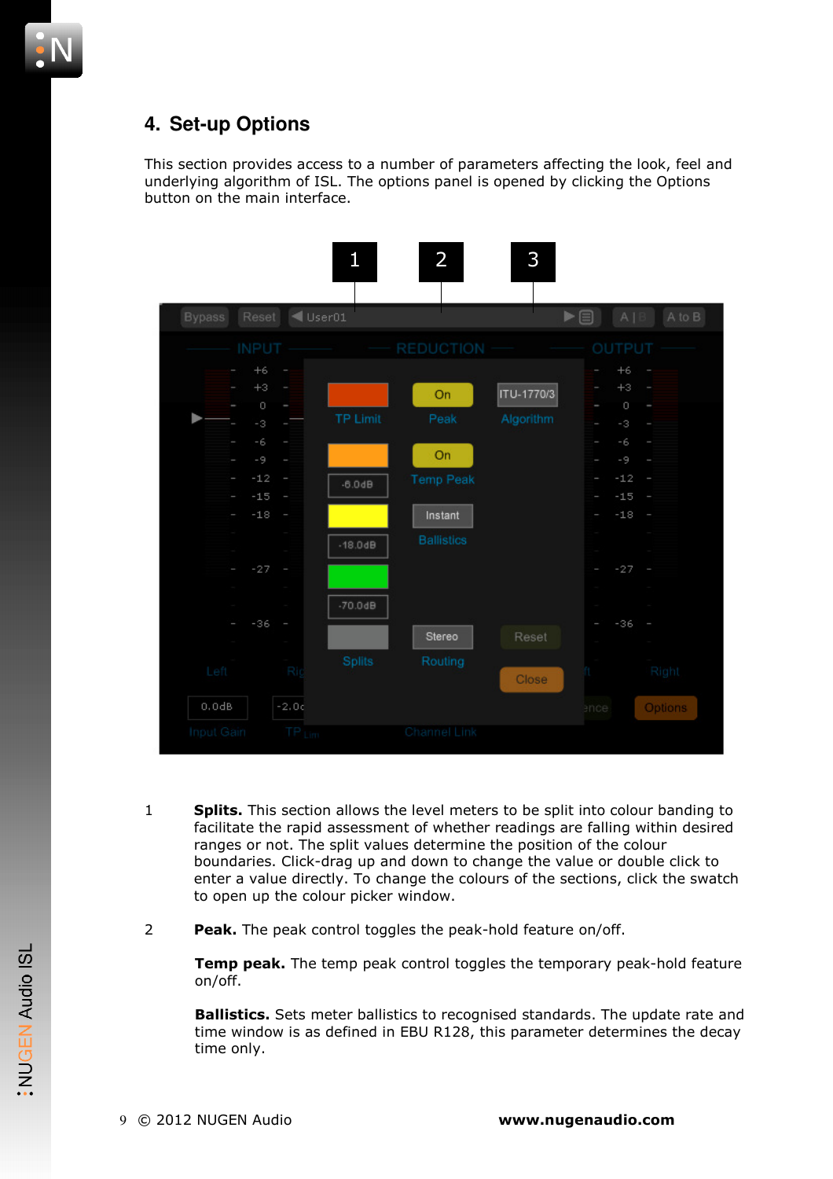## 4. Set-up Options

This section provides access to a number of parameters affecting the look, feel and underlying algorithm of ISL. The options panel is opened by clicking the Options button on the main interface.

1 **Splits.** This section allows the level meters to be split into colour banding to facilitate the rapid assessment of whether readings are falling within desired ranges or not. The split values determine the position of the colour boundaries. Click-drag up and down to change the value or double click to enter a value directly. To change the colours of the sections, click the swatch to open up the colour picker window.

2 **Peak.** The peak control toggles the peak-hold feature on/off.

**Temp peak.** The temp peak control toggles the temporary peak-hold feature on/off.

**Ballistics.** Sets meter ballistics to recognised standards. The update rate and time window is as defined in EBU R128, this parameter determines the decay time only.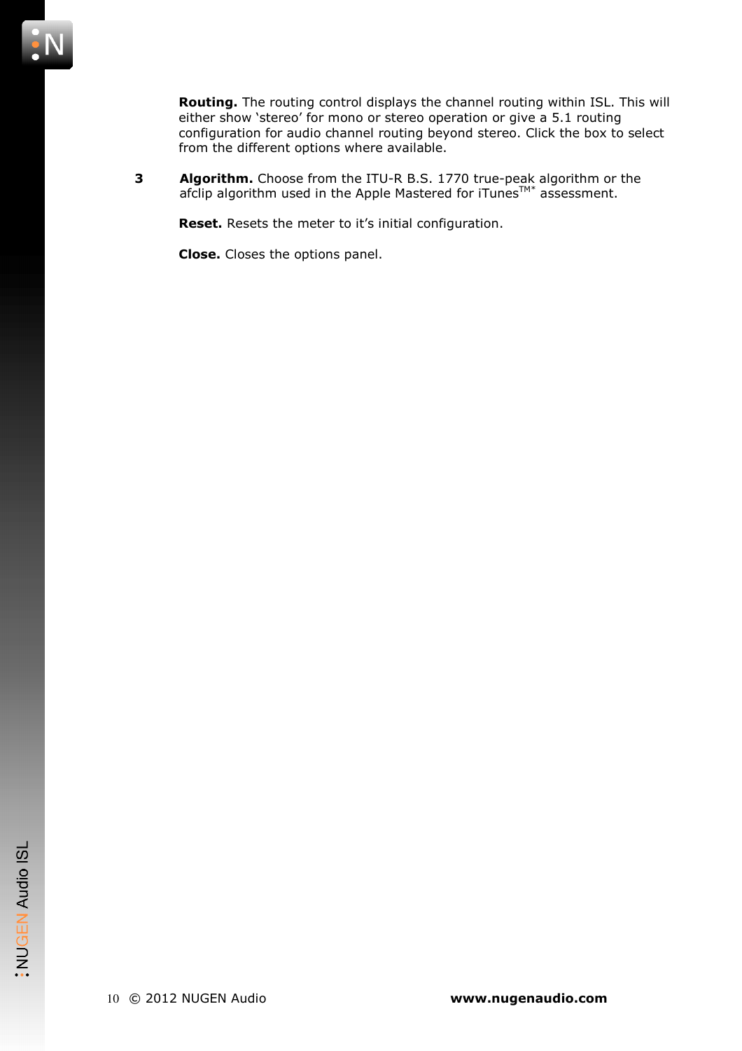**Routing.** The routing control displays the channel routing within ISL. This will either show 'stereo' for mono or stereo operation or give a 5.1 routing configuration for audio channel routing beyond stereo. Click the box to select from the different options where available.

3 **Algorithm.** Choose from the ITU-R B.S. 1770 true-peak algorithm or the afclip algorithm used in the Apple Mastered for iTunes™* assessment.

**Reset.** Resets the meter to it's initial configuration.

**Close.** Closes the options panel.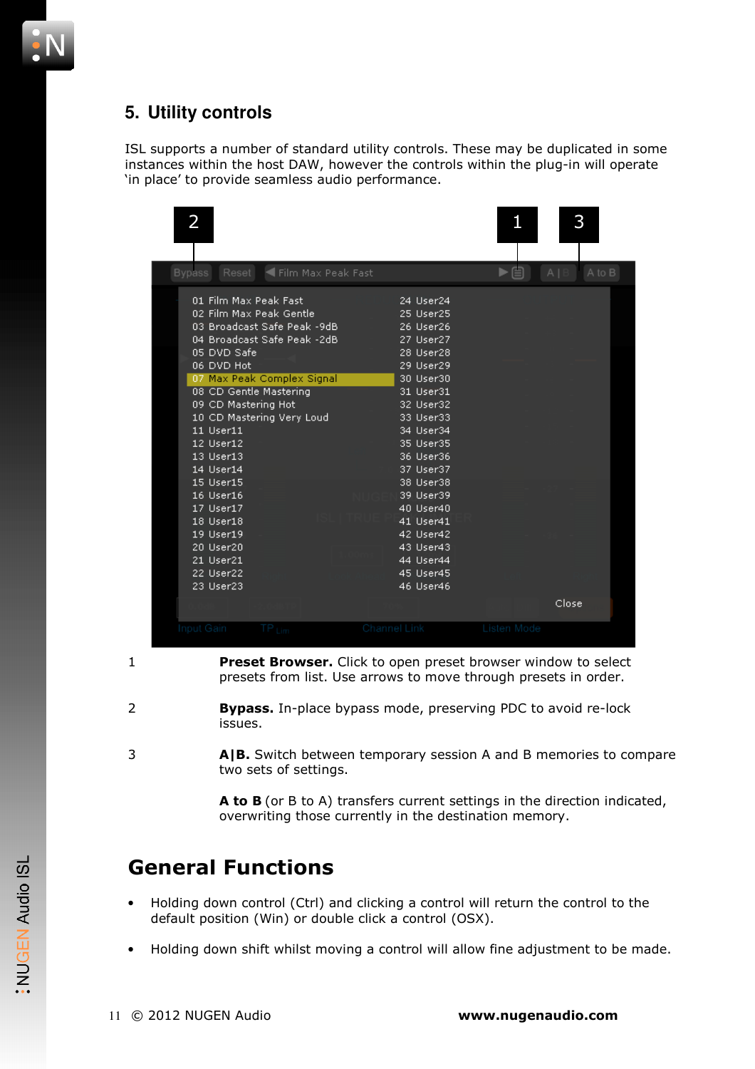## 5. Utility controls

ISL supports a number of standard utility controls. These may be duplicated in some instances within the host DAW, however the controls within the plug-in will operate 'in place' to provide seamless audio performance.

1 **Preset Browser.** Click to open preset browser window to select presets from list. Use arrows to move through presets in order.

2 **Bypass.** In-place bypass mode, preserving PDC to avoid re-lock issues.

3 **A|B.** Switch between temporary session A and B memories to compare two sets of settings.

**A to B** (or B to A) transfers current settings in the direction indicated, overwriting those currently in the destination memory.

# General Functions

- Holding down control (Ctrl) and clicking a control will return the control to the default position (Win) or double click a control (OSX).
- Holding down shift whilst moving a control will allow fine adjustment to be made.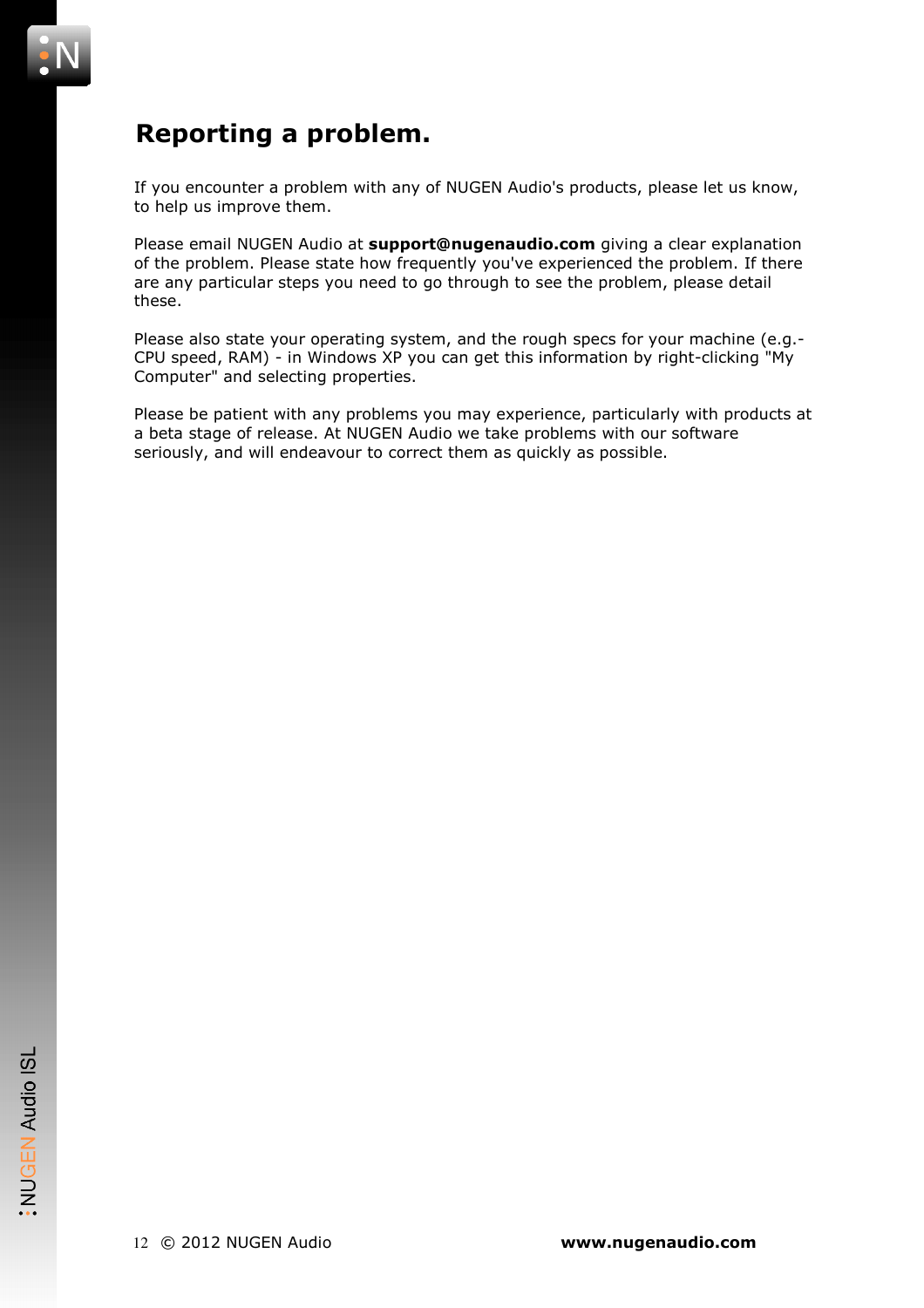# Reporting a problem.

If you encounter a problem with any of NUGEN Audio's products, please let us know, to help us improve them.

Please email NUGEN Audio at **support@nugenaudio.com** giving a clear explanation of the problem. Please state how frequently you've experienced the problem. If there are any particular steps you need to go through to see the problem, please detail these.

Please also state your operating system, and the rough specs for your machine (e.g.- CPU speed, RAM) - in Windows XP you can get this information by right-clicking "My Computer" and selecting properties.

Please be patient with any problems you may experience, particularly with products at a beta stage of release. At NUGEN Audio we take problems with our software seriously, and will endeavour to correct them as quickly as possible.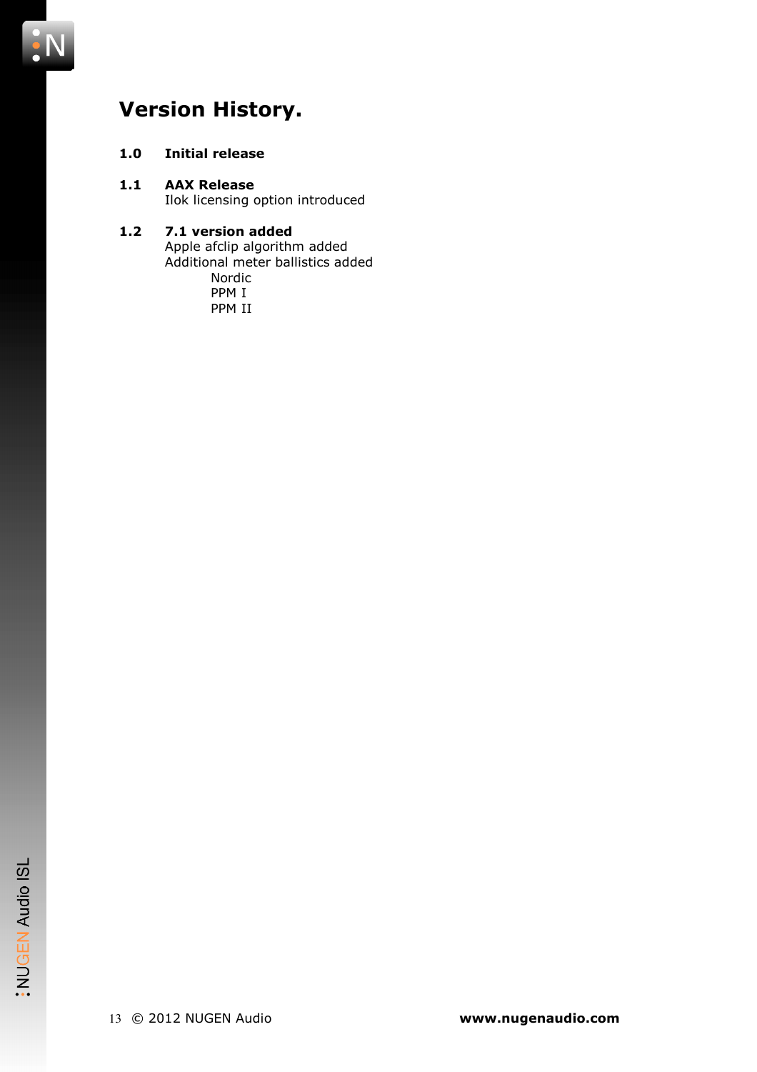# Version History.

**1.0 Initial release**

**1.1 AAX Release**
Ilok licensing option introduced

**1.2 7.1 version added**
Apple afclip algorithm added
Additional meter ballistics added
- Nordic
- PPM I
- PPM II